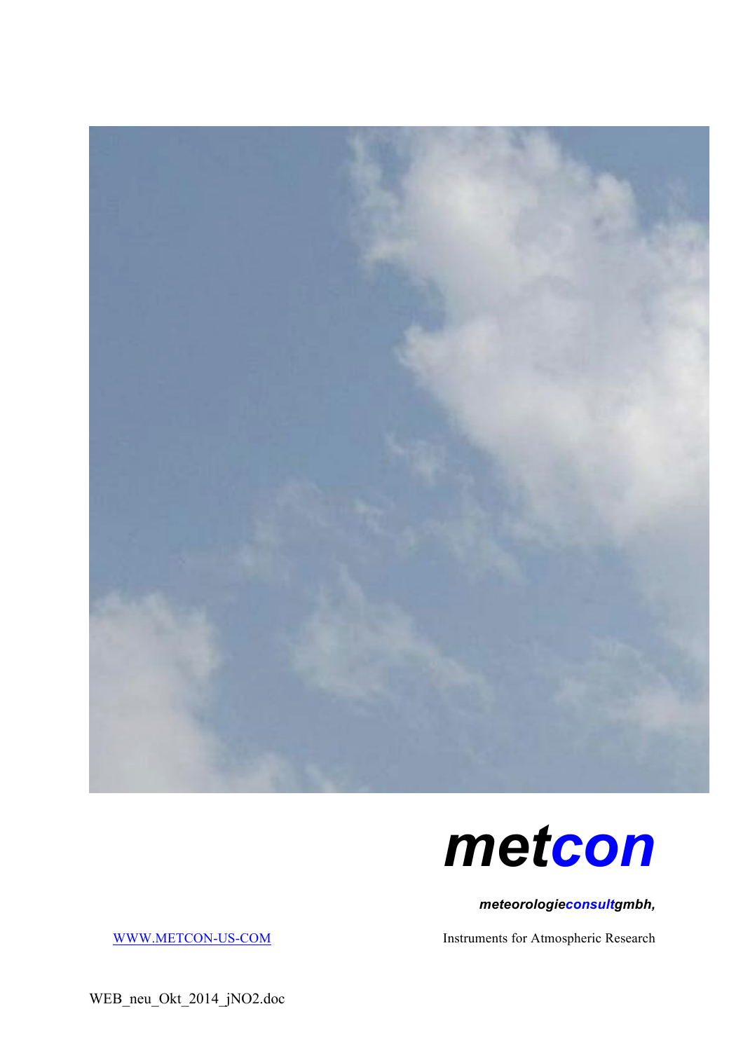# metcon

***meteorologieconsultgmbh,***

[WWW.METCON-US-COM](http://WWW.METCON-US-COM)

Instruments for Atmospheric Research

WEB_neu_Okt_2014_jNO2.doc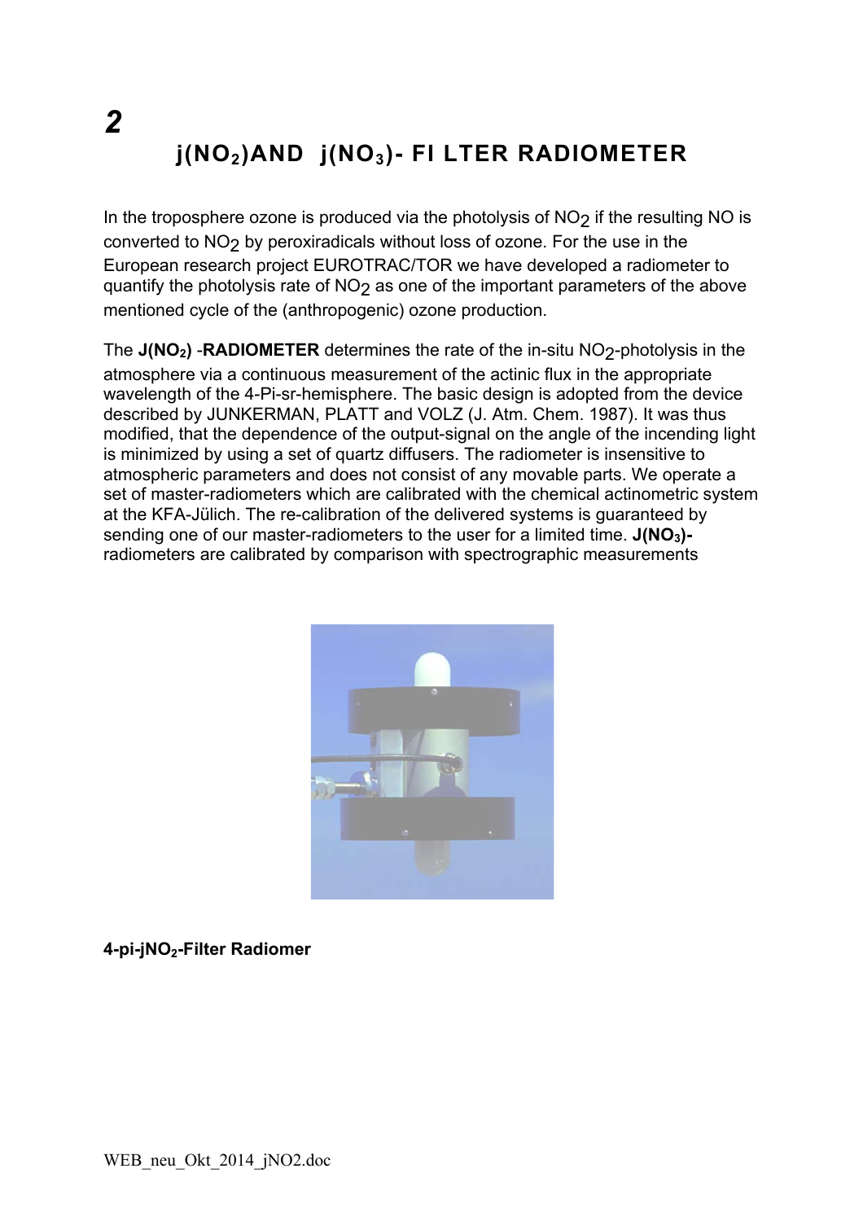# 2

## j($NO_2$)AND j($NO_3$)- FI LTER RADIOMETER

In the troposphere ozone is produced via the photolysis of $NO_2$ if the resulting NO is converted to $NO_2$ by peroxiradicals without loss of ozone. For the use in the European research project EUROTRAC/TOR we have developed a radiometer to quantify the photolysis rate of $NO_2$ as one of the important parameters of the above mentioned cycle of the (anthropogenic) ozone production.

The **J($NO_2$)** -**RADIOMETER** determines the rate of the in-situ $NO_2$-photolysis in the atmosphere via a continuous measurement of the actinic flux in the appropriate wavelength of the 4-Pi-sr-hemisphere. The basic design is adopted from the device described by JUNKERMAN, PLATT and VOLZ (J. Atm. Chem. 1987). It was thus modified, that the dependence of the output-signal on the angle of the incending light is minimized by using a set of quartz diffusers. The radiometer is insensitive to atmospheric parameters and does not consist of any movable parts. We operate a set of master-radiometers which are calibrated with the chemical actinometric system at the KFA-Jülich. The re-calibration of the delivered systems is guaranteed by sending one of our master-radiometers to the user for a limited time. **J($NO_3$)-** radiometers are calibrated by comparison with spectrographic measurements

**4-pi-j$NO_2$-Filter Radiomer**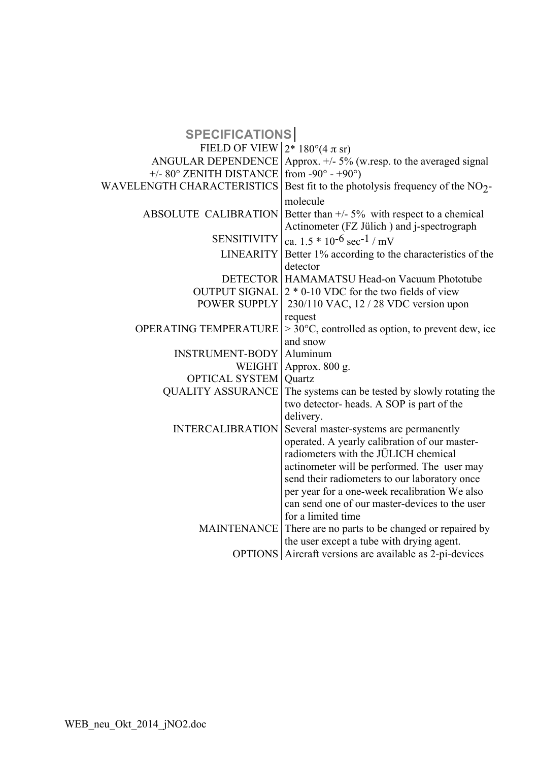## SPECIFICATIONS

| | |
|---|---|
| FIELD OF VIEW | 2* 180°(4 π sr) |
| ANGULAR DEPENDENCE +/- 80° ZENITH DISTANCE | Approx. +/- 5% (w.resp. to the averaged signal from -90° - +90°) |
| WAVELENGTH CHARACTERISTICS | Best fit to the photolysis frequency of the $NO_2$-molecule |
| ABSOLUTE CALIBRATION | Better than +/- 5% with respect to a chemical Actinometer (FZ Jülich ) and j-spectrograph |
| SENSITIVITY | ca. $1.5 * 10^{-6}$ $sec^{-1}$ / mV |
| LINEARITY | Better 1% according to the characteristics of the detector |
| DETECTOR | HAMAMATSU Head-on Vacuum Phototube |
| OUTPUT SIGNAL | 2 * 0-10 VDC for the two fields of view |
| POWER SUPPLY | 230/110 VAC, 12 / 28 VDC version upon request |
| OPERATING TEMPERATURE | > 30°C, controlled as option, to prevent dew, ice and snow |
| INSTRUMENT-BODY | Aluminum |
| WEIGHT | Approx. 800 g. |
| OPTICAL SYSTEM | Quartz |
| QUALITY ASSURANCE | The systems can be tested by slowly rotating the two detector- heads. A SOP is part of the delivery. |
| INTERCALIBRATION | Several master-systems are permanently operated. A yearly calibration of our master-radiometers with the JÜLICH chemical actinometer will be performed. The user may send their radiometers to our laboratory once per year for a one-week recalibration We also can send one of our master-devices to the user for a limited time |
| MAINTENANCE | There are no parts to be changed or repaired by the user except a tube with drying agent. |
| OPTIONS | Aircraft versions are available as 2-pi-devices |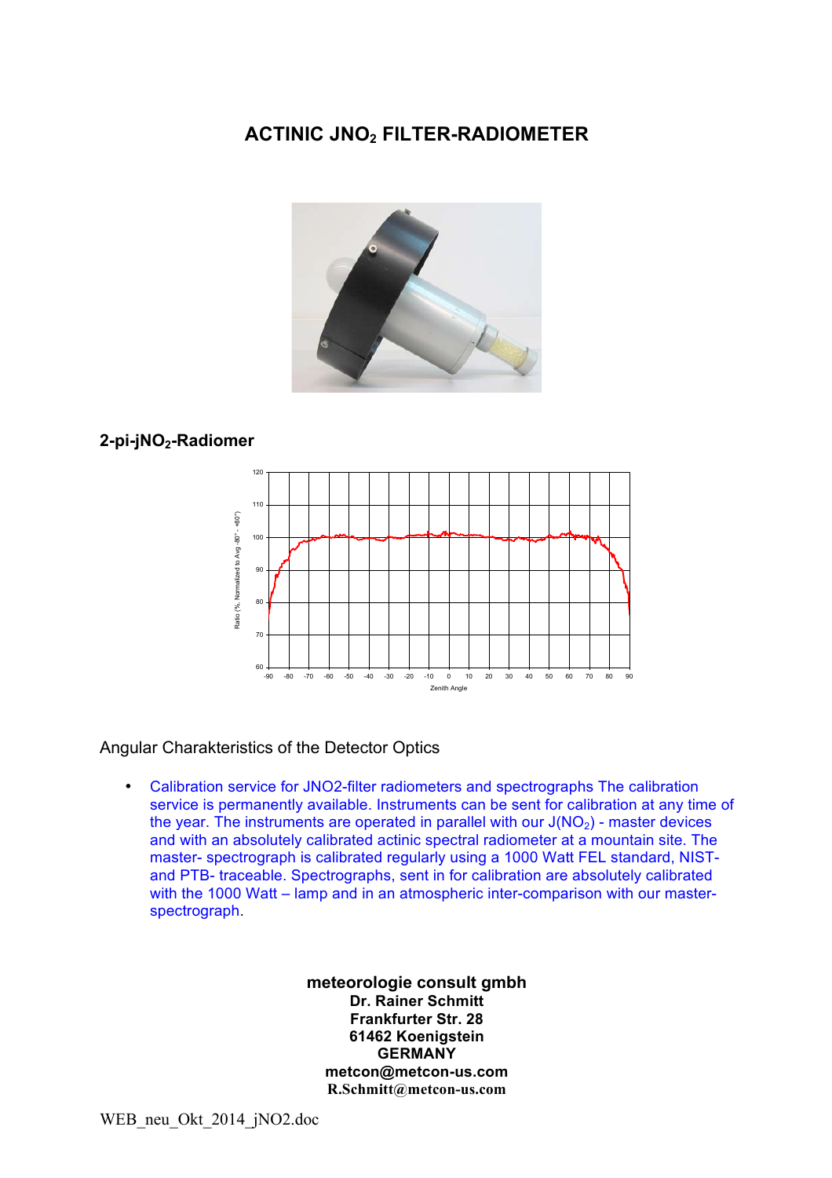# ACTINIC $JNO_2$ FILTER-RADIOMETER

## 2-pi-$jNO_2$-Radiomer

Angular Charakteristics of the Detector Optics

- Calibration service for JNO2-filter radiometers and spectrographs The calibration service is permanently available. Instruments can be sent for calibration at any time of the year. The instruments are operated in parallel with our $J(NO_2)$ - master devices and with an absolutely calibrated actinic spectral radiometer at a mountain site. The master- spectrograph is calibrated regularly using a 1000 Watt FEL standard, NIST- and PTB- traceable. Spectrographs, sent in for calibration are absolutely calibrated with the 1000 Watt – lamp and in an atmospheric inter-comparison with our master-spectrograph.

**meteorologie consult gmbh**
**Dr. Rainer Schmitt**
**Frankfurter Str. 28**
**61462 Koenigstein**
**GERMANY**
**metcon@metcon-us.com**
**R.Schmitt@metcon-us.com**

WEB_neu_Okt_2014_jNO2.doc